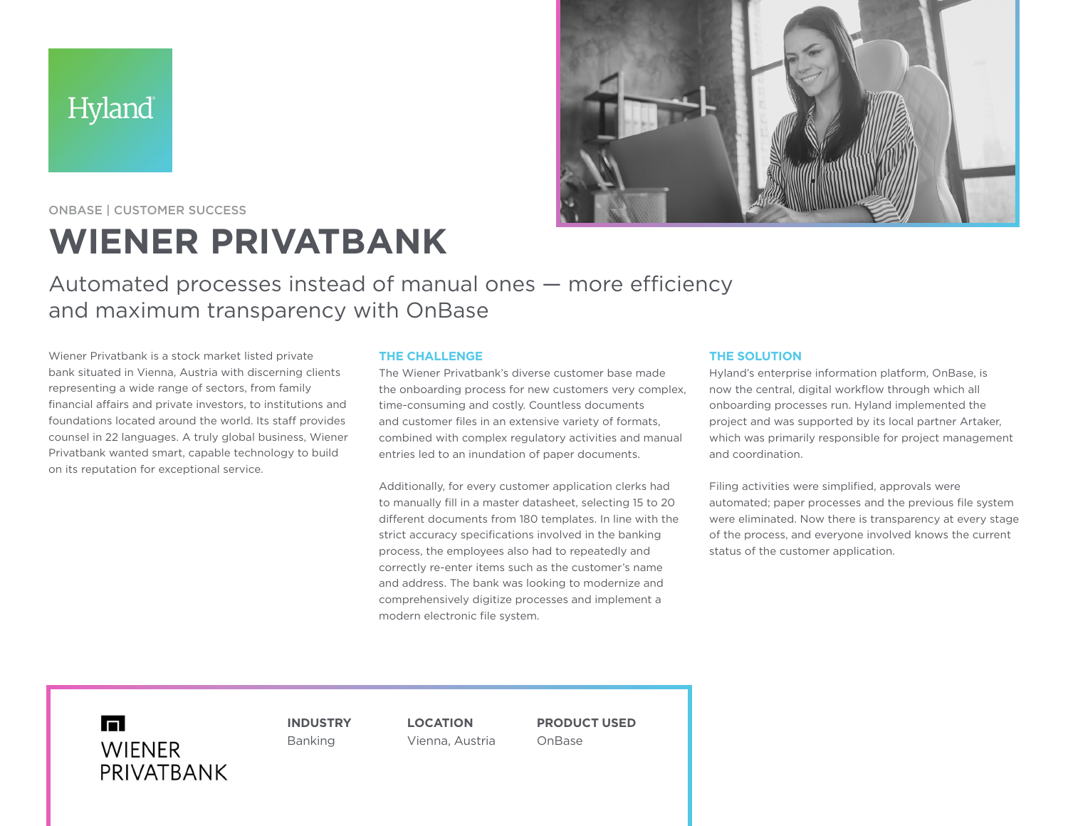Hyland

ONBASE | CUSTOMER SUCCESS

# WIENER PRIVATBANK

## Automated processes instead of manual ones — more efficiency and maximum transparency with OnBase

Wiener Privatbank is a stock market listed private bank situated in Vienna, Austria with discerning clients representing a wide range of sectors, from family financial affairs and private investors, to institutions and foundations located around the world. Its staff provides counsel in 22 languages. A truly global business, Wiener Privatbank wanted smart, capable technology to build on its reputation for exceptional service.

### THE CHALLENGE

The Wiener Privatbank's diverse customer base made the onboarding process for new customers very complex, time-consuming and costly. Countless documents and customer files in an extensive variety of formats, combined with complex regulatory activities and manual entries led to an inundation of paper documents.

Additionally, for every customer application clerks had to manually fill in a master datasheet, selecting 15 to 20 different documents from 180 templates. In line with the strict accuracy specifications involved in the banking process, the employees also had to repeatedly and correctly re-enter items such as the customer's name and address. The bank was looking to modernize and comprehensively digitize processes and implement a modern electronic file system.

### THE SOLUTION

Hyland's enterprise information platform, OnBase, is now the central, digital workflow through which all onboarding processes run. Hyland implemented the project and was supported by its local partner Artaker, which was primarily responsible for project management and coordination.

Filing activities were simplified, approvals were automated; paper processes and the previous file system were eliminated. Now there is transparency at every stage of the process, and everyone involved knows the current status of the customer application.

WIENER PRIVATBANK

| INDUSTRY | LOCATION | PRODUCT USED |
|---|---|---|
| Banking | Vienna, Austria | OnBase |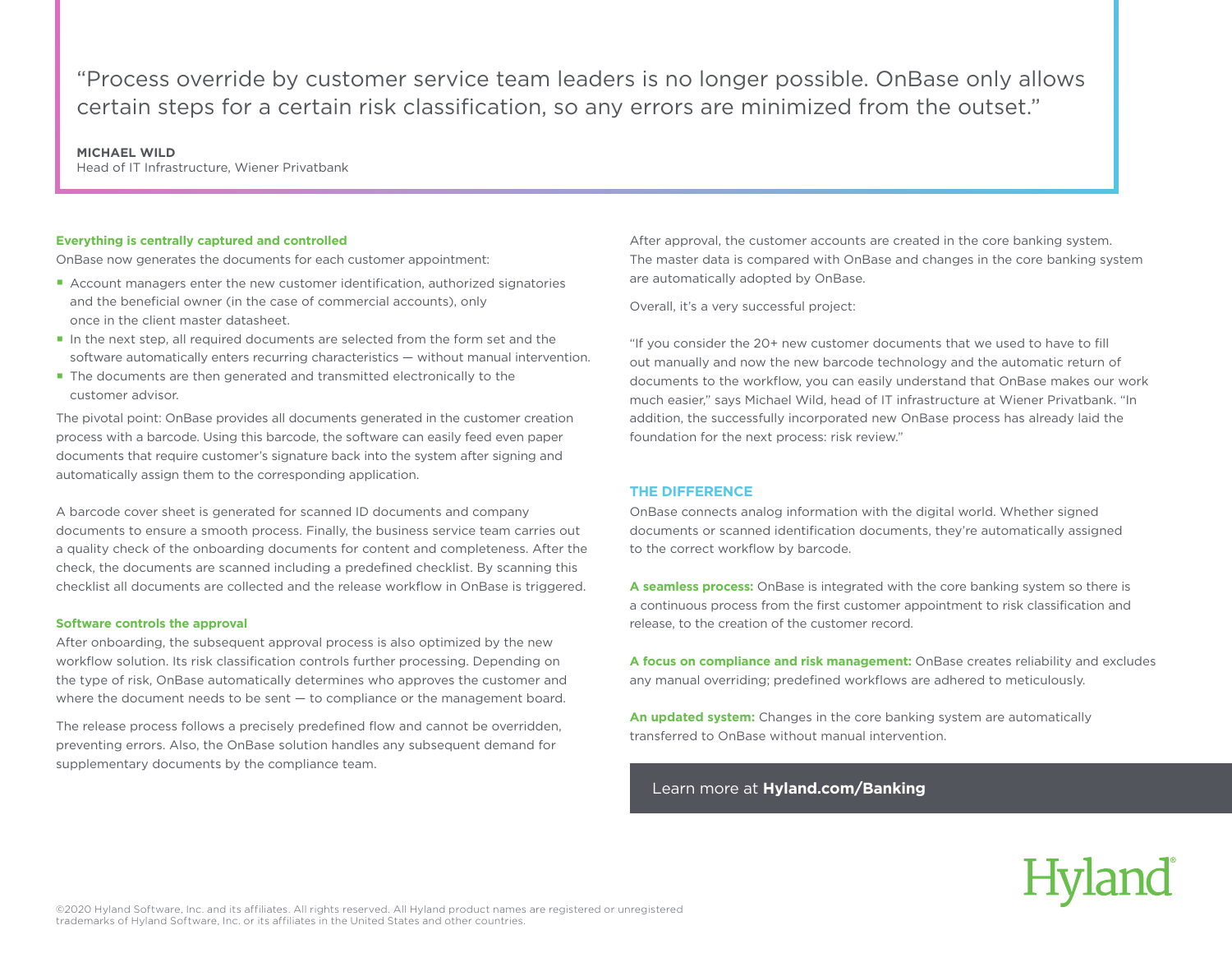> "Process override by customer service team leaders is no longer possible. OnBase only allows certain steps for a certain risk classification, so any errors are minimized from the outset."
>
> **MICHAEL WILD**
> Head of IT Infrastructure, Wiener Privatbank

### Everything is centrally captured and controlled

OnBase now generates the documents for each customer appointment:

- Account managers enter the new customer identification, authorized signatories and the beneficial owner (in the case of commercial accounts), only once in the client master datasheet.
- In the next step, all required documents are selected from the form set and the software automatically enters recurring characteristics — without manual intervention.
- The documents are then generated and transmitted electronically to the customer advisor.

The pivotal point: OnBase provides all documents generated in the customer creation process with a barcode. Using this barcode, the software can easily feed even paper documents that require customer's signature back into the system after signing and automatically assign them to the corresponding application.

A barcode cover sheet is generated for scanned ID documents and company documents to ensure a smooth process. Finally, the business service team carries out a quality check of the onboarding documents for content and completeness. After the check, the documents are scanned including a predefined checklist. By scanning this checklist all documents are collected and the release workflow in OnBase is triggered.

### Software controls the approval

After onboarding, the subsequent approval process is also optimized by the new workflow solution. Its risk classification controls further processing. Depending on the type of risk, OnBase automatically determines who approves the customer and where the document needs to be sent — to compliance or the management board.

The release process follows a precisely predefined flow and cannot be overridden, preventing errors. Also, the OnBase solution handles any subsequent demand for supplementary documents by the compliance team.

After approval, the customer accounts are created in the core banking system. The master data is compared with OnBase and changes in the core banking system are automatically adopted by OnBase.

Overall, it's a very successful project:

"If you consider the 20+ new customer documents that we used to have to fill out manually and now the new barcode technology and the automatic return of documents to the workflow, you can easily understand that OnBase makes our work much easier," says Michael Wild, head of IT infrastructure at Wiener Privatbank. "In addition, the successfully incorporated new OnBase process has already laid the foundation for the next process: risk review."

## THE DIFFERENCE

OnBase connects analog information with the digital world. Whether signed documents or scanned identification documents, they're automatically assigned to the correct workflow by barcode.

**A seamless process:** OnBase is integrated with the core banking system so there is a continuous process from the first customer appointment to risk classification and release, to the creation of the customer record.

**A focus on compliance and risk management:** OnBase creates reliability and excludes any manual overriding; predefined workflows are adhered to meticulously.

**An updated system:** Changes in the core banking system are automatically transferred to OnBase without manual intervention.

Learn more at **Hyland.com/Banking**

Hyland®

©2020 Hyland Software, Inc. and its affiliates. All rights reserved. All Hyland product names are registered or unregistered trademarks of Hyland Software, Inc. or its affiliates in the United States and other countries.